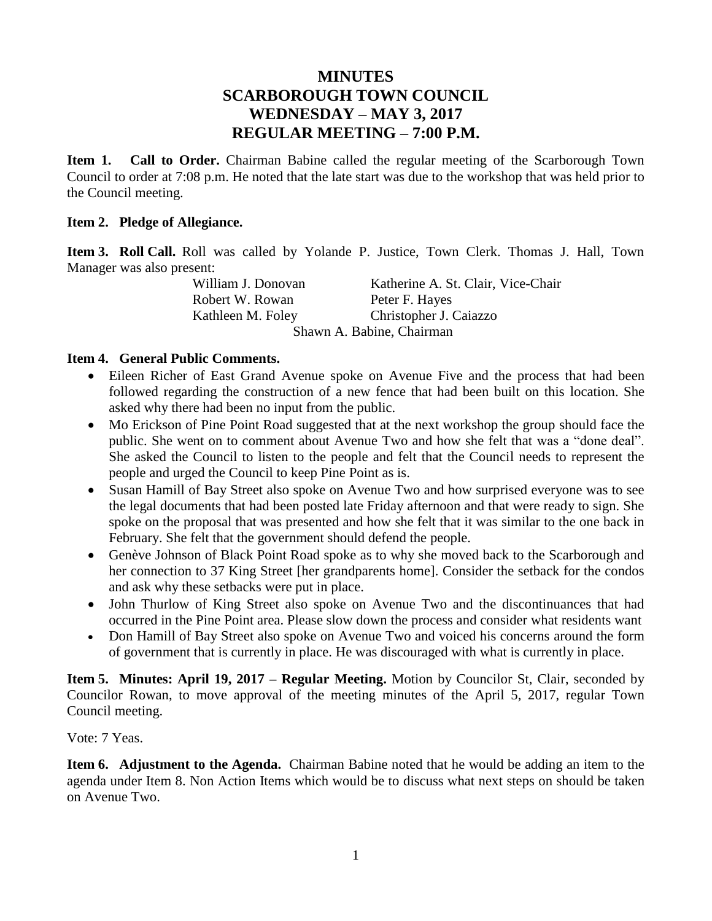# MINUTES
# SCARBOROUGH TOWN COUNCIL
# WEDNESDAY – MAY 3, 2017
# REGULAR MEETING – 7:00 P.M.

**Item 1. Call to Order.** Chairman Babine called the regular meeting of the Scarborough Town Council to order at 7:08 p.m. He noted that the late start was due to the workshop that was held prior to the Council meeting.

**Item 2. Pledge of Allegiance.**

**Item 3. Roll Call.** Roll was called by Yolande P. Justice, Town Clerk. Thomas J. Hall, Town Manager was also present:

| | |
|---|---|
| William J. Donovan | Katherine A. St. Clair, Vice-Chair |
| Robert W. Rowan | Peter F. Hayes |
| Kathleen M. Foley | Christopher J. Caiazzo |

Shawn A. Babine, Chairman

**Item 4. General Public Comments.**

- Eileen Richer of East Grand Avenue spoke on Avenue Five and the process that had been followed regarding the construction of a new fence that had been built on this location. She asked why there had been no input from the public.
- Mo Erickson of Pine Point Road suggested that at the next workshop the group should face the public. She went on to comment about Avenue Two and how she felt that was a "done deal". She asked the Council to listen to the people and felt that the Council needs to represent the people and urged the Council to keep Pine Point as is.
- Susan Hamill of Bay Street also spoke on Avenue Two and how surprised everyone was to see the legal documents that had been posted late Friday afternoon and that were ready to sign. She spoke on the proposal that was presented and how she felt that it was similar to the one back in February. She felt that the government should defend the people.
- Genève Johnson of Black Point Road spoke as to why she moved back to the Scarborough and her connection to 37 King Street [her grandparents home]. Consider the setback for the condos and ask why these setbacks were put in place.
- John Thurlow of King Street also spoke on Avenue Two and the discontinuances that had occurred in the Pine Point area. Please slow down the process and consider what residents want
- Don Hamill of Bay Street also spoke on Avenue Two and voiced his concerns around the form of government that is currently in place. He was discouraged with what is currently in place.

**Item 5. Minutes: April 19, 2017 – Regular Meeting.** Motion by Councilor St, Clair, seconded by Councilor Rowan, to move approval of the meeting minutes of the April 5, 2017, regular Town Council meeting.

Vote: 7 Yeas.

**Item 6. Adjustment to the Agenda.** Chairman Babine noted that he would be adding an item to the agenda under Item 8. Non Action Items which would be to discuss what next steps on should be taken on Avenue Two.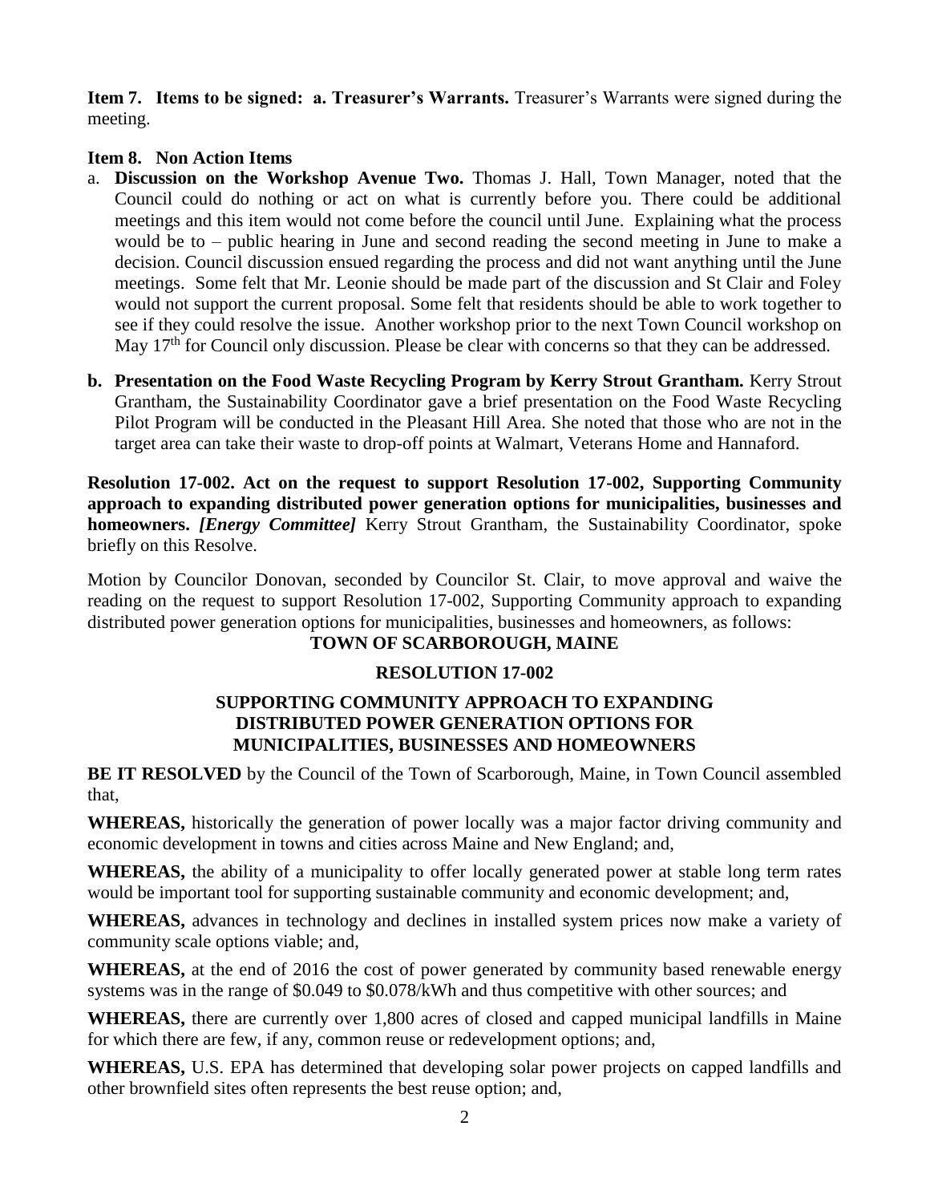**Item 7. Items to be signed: a. Treasurer's Warrants.** Treasurer's Warrants were signed during the meeting.

**Item 8. Non Action Items**

a. **Discussion on the Workshop Avenue Two.** Thomas J. Hall, Town Manager, noted that the Council could do nothing or act on what is currently before you. There could be additional meetings and this item would not come before the council until June. Explaining what the process would be to – public hearing in June and second reading the second meeting in June to make a decision. Council discussion ensued regarding the process and did not want anything until the June meetings. Some felt that Mr. Leonie should be made part of the discussion and St Clair and Foley would not support the current proposal. Some felt that residents should be able to work together to see if they could resolve the issue. Another workshop prior to the next Town Council workshop on May 17th for Council only discussion. Please be clear with concerns so that they can be addressed.

b. **Presentation on the Food Waste Recycling Program by Kerry Strout Grantham.** Kerry Strout Grantham, the Sustainability Coordinator gave a brief presentation on the Food Waste Recycling Pilot Program will be conducted in the Pleasant Hill Area. She noted that those who are not in the target area can take their waste to drop-off points at Walmart, Veterans Home and Hannaford.

**Resolution 17-002. Act on the request to support Resolution 17-002, Supporting Community approach to expanding distributed power generation options for municipalities, businesses and homeowners.** ***[Energy Committee]*** Kerry Strout Grantham, the Sustainability Coordinator, spoke briefly on this Resolve.

Motion by Councilor Donovan, seconded by Councilor St. Clair, to move approval and waive the reading on the request to support Resolution 17-002, Supporting Community approach to expanding distributed power generation options for municipalities, businesses and homeowners, as follows:

**TOWN OF SCARBOROUGH, MAINE**

**RESOLUTION 17-002**

**SUPPORTING COMMUNITY APPROACH TO EXPANDING DISTRIBUTED POWER GENERATION OPTIONS FOR MUNICIPALITIES, BUSINESSES AND HOMEOWNERS**

**BE IT RESOLVED** by the Council of the Town of Scarborough, Maine, in Town Council assembled that,

**WHEREAS,** historically the generation of power locally was a major factor driving community and economic development in towns and cities across Maine and New England; and,

**WHEREAS,** the ability of a municipality to offer locally generated power at stable long term rates would be important tool for supporting sustainable community and economic development; and,

**WHEREAS,** advances in technology and declines in installed system prices now make a variety of community scale options viable; and,

**WHEREAS,** at the end of 2016 the cost of power generated by community based renewable energy systems was in the range of \$0.049 to \$0.078/kWh and thus competitive with other sources; and

**WHEREAS,** there are currently over 1,800 acres of closed and capped municipal landfills in Maine for which there are few, if any, common reuse or redevelopment options; and,

**WHEREAS,** U.S. EPA has determined that developing solar power projects on capped landfills and other brownfield sites often represents the best reuse option; and,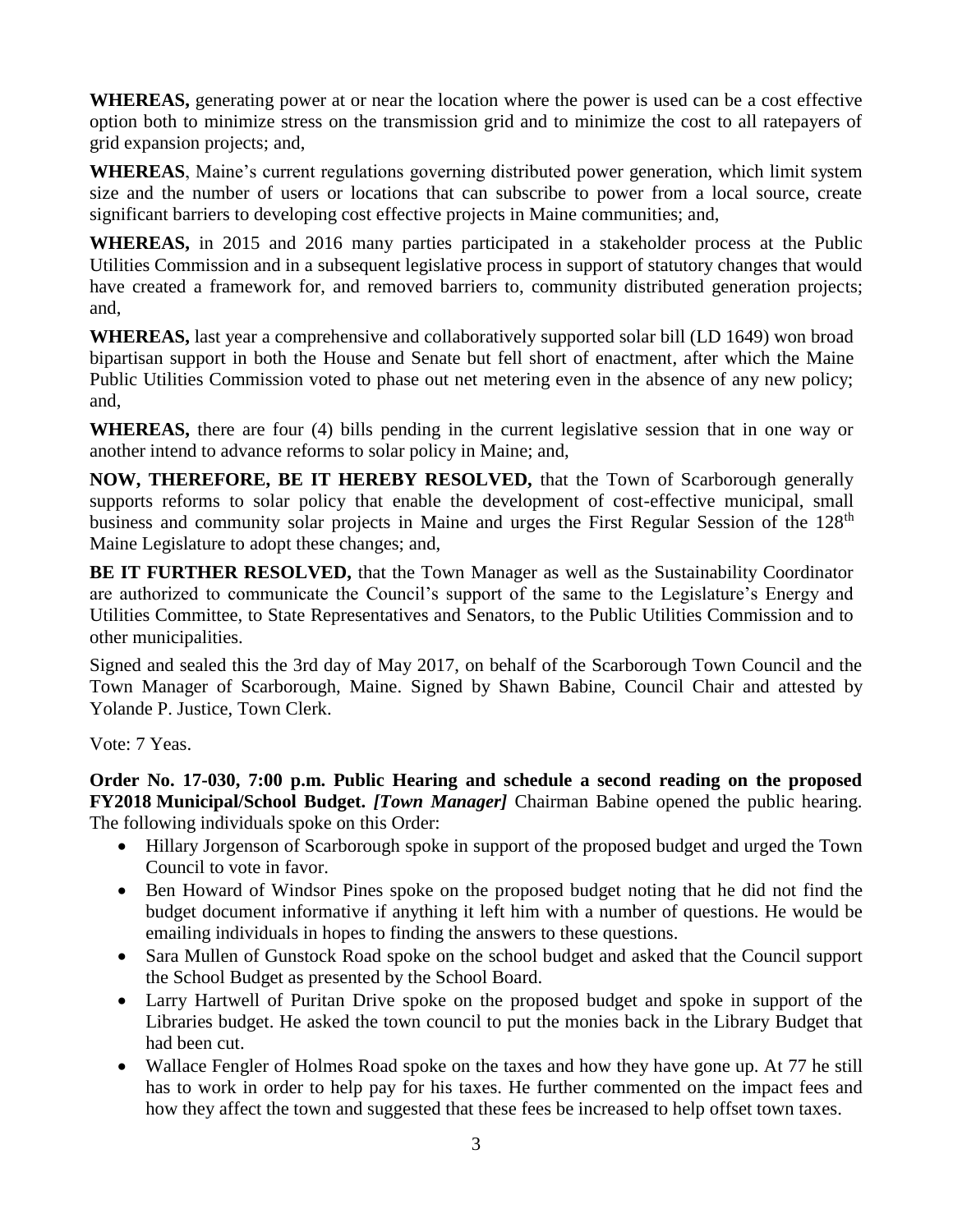**WHEREAS,** generating power at or near the location where the power is used can be a cost effective option both to minimize stress on the transmission grid and to minimize the cost to all ratepayers of grid expansion projects; and,

**WHEREAS**, Maine's current regulations governing distributed power generation, which limit system size and the number of users or locations that can subscribe to power from a local source, create significant barriers to developing cost effective projects in Maine communities; and,

**WHEREAS,** in 2015 and 2016 many parties participated in a stakeholder process at the Public Utilities Commission and in a subsequent legislative process in support of statutory changes that would have created a framework for, and removed barriers to, community distributed generation projects; and,

**WHEREAS,** last year a comprehensive and collaboratively supported solar bill (LD 1649) won broad bipartisan support in both the House and Senate but fell short of enactment, after which the Maine Public Utilities Commission voted to phase out net metering even in the absence of any new policy; and,

**WHEREAS,** there are four (4) bills pending in the current legislative session that in one way or another intend to advance reforms to solar policy in Maine; and,

**NOW, THEREFORE, BE IT HEREBY RESOLVED,** that the Town of Scarborough generally supports reforms to solar policy that enable the development of cost-effective municipal, small business and community solar projects in Maine and urges the First Regular Session of the 128th Maine Legislature to adopt these changes; and,

**BE IT FURTHER RESOLVED,** that the Town Manager as well as the Sustainability Coordinator are authorized to communicate the Council's support of the same to the Legislature's Energy and Utilities Committee, to State Representatives and Senators, to the Public Utilities Commission and to other municipalities.

Signed and sealed this the 3rd day of May 2017, on behalf of the Scarborough Town Council and the Town Manager of Scarborough, Maine. Signed by Shawn Babine, Council Chair and attested by Yolande P. Justice, Town Clerk.

Vote: 7 Yeas.

**Order No. 17-030, 7:00 p.m. Public Hearing and schedule a second reading on the proposed FY2018 Municipal/School Budget.** ***[Town Manager]*** Chairman Babine opened the public hearing. The following individuals spoke on this Order:

- Hillary Jorgenson of Scarborough spoke in support of the proposed budget and urged the Town Council to vote in favor.
- Ben Howard of Windsor Pines spoke on the proposed budget noting that he did not find the budget document informative if anything it left him with a number of questions. He would be emailing individuals in hopes to finding the answers to these questions.
- Sara Mullen of Gunstock Road spoke on the school budget and asked that the Council support the School Budget as presented by the School Board.
- Larry Hartwell of Puritan Drive spoke on the proposed budget and spoke in support of the Libraries budget. He asked the town council to put the monies back in the Library Budget that had been cut.
- Wallace Fengler of Holmes Road spoke on the taxes and how they have gone up. At 77 he still has to work in order to help pay for his taxes. He further commented on the impact fees and how they affect the town and suggested that these fees be increased to help offset town taxes.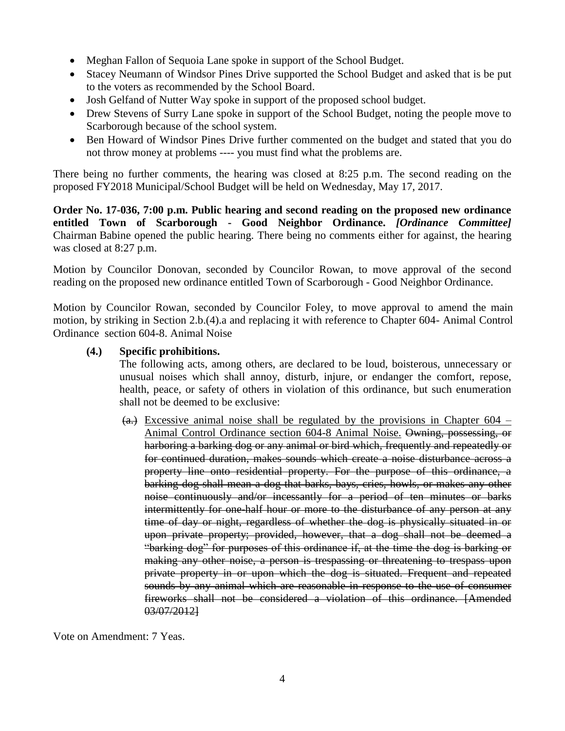- Meghan Fallon of Sequoia Lane spoke in support of the School Budget.
- Stacey Neumann of Windsor Pines Drive supported the School Budget and asked that is be put to the voters as recommended by the School Board.
- Josh Gelfand of Nutter Way spoke in support of the proposed school budget.
- Drew Stevens of Surry Lane spoke in support of the School Budget, noting the people move to Scarborough because of the school system.
- Ben Howard of Windsor Pines Drive further commented on the budget and stated that you do not throw money at problems ---- you must find what the problems are.

There being no further comments, the hearing was closed at 8:25 p.m. The second reading on the proposed FY2018 Municipal/School Budget will be held on Wednesday, May 17, 2017.

**Order No. 17-036, 7:00 p.m. Public hearing and second reading on the proposed new ordinance entitled Town of Scarborough - Good Neighbor Ordinance.** ***[Ordinance Committee]*** Chairman Babine opened the public hearing. There being no comments either for against, the hearing was closed at 8:27 p.m.

Motion by Councilor Donovan, seconded by Councilor Rowan, to move approval of the second reading on the proposed new ordinance entitled Town of Scarborough - Good Neighbor Ordinance.

Motion by Councilor Rowan, seconded by Councilor Foley, to move approval to amend the main motion, by striking in Section 2.b.(4).a and replacing it with reference to Chapter 604- Animal Control Ordinance section 604-8. Animal Noise

**(4.) Specific prohibitions.**

The following acts, among others, are declared to be loud, boisterous, unnecessary or unusual noises which shall annoy, disturb, injure, or endanger the comfort, repose, health, peace, or safety of others in violation of this ordinance, but such enumeration shall not be deemed to be exclusive:

~~(a.)~~ <u>Excessive animal noise shall be regulated by the provisions in Chapter 604 – Animal Control Ordinance section 604-8 Animal Noise.</u> ~~Owning, possessing, or harboring a barking dog or any animal or bird which, frequently and repeatedly or for continued duration, makes sounds which create a noise disturbance across a property line onto residential property. For the purpose of this ordinance, a barking dog shall mean a dog that barks, bays, cries, howls, or makes any other noise continuously and/or incessantly for a period of ten minutes or barks intermittently for one-half hour or more to the disturbance of any person at any time of day or night, regardless of whether the dog is physically situated in or upon private property; provided, however, that a dog shall not be deemed a "barking dog" for purposes of this ordinance if, at the time the dog is barking or making any other noise, a person is trespassing or threatening to trespass upon private property in or upon which the dog is situated. Frequent and repeated sounds by any animal which are reasonable in response to the use of consumer fireworks shall not be considered a violation of this ordinance. [Amended 03/07/2012]~~

Vote on Amendment: 7 Yeas.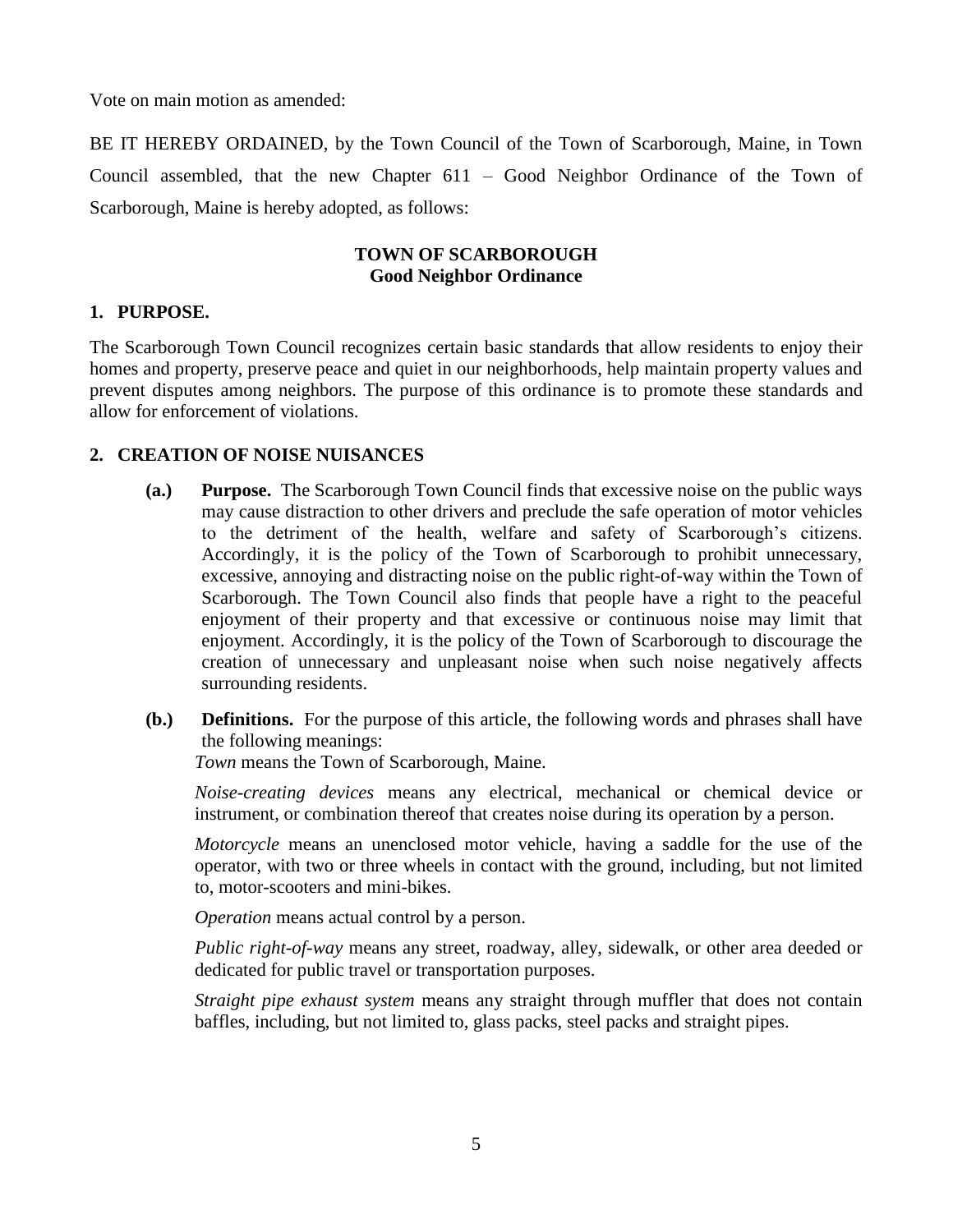Vote on main motion as amended:

BE IT HEREBY ORDAINED, by the Town Council of the Town of Scarborough, Maine, in Town Council assembled, that the new Chapter 611 – Good Neighbor Ordinance of the Town of Scarborough, Maine is hereby adopted, as follows:

**TOWN OF SCARBOROUGH**
**Good Neighbor Ordinance**

## 1. PURPOSE.

The Scarborough Town Council recognizes certain basic standards that allow residents to enjoy their homes and property, preserve peace and quiet in our neighborhoods, help maintain property values and prevent disputes among neighbors. The purpose of this ordinance is to promote these standards and allow for enforcement of violations.

## 2. CREATION OF NOISE NUISANCES

**(a.) Purpose.** The Scarborough Town Council finds that excessive noise on the public ways may cause distraction to other drivers and preclude the safe operation of motor vehicles to the detriment of the health, welfare and safety of Scarborough's citizens. Accordingly, it is the policy of the Town of Scarborough to prohibit unnecessary, excessive, annoying and distracting noise on the public right-of-way within the Town of Scarborough. The Town Council also finds that people have a right to the peaceful enjoyment of their property and that excessive or continuous noise may limit that enjoyment. Accordingly, it is the policy of the Town of Scarborough to discourage the creation of unnecessary and unpleasant noise when such noise negatively affects surrounding residents.

**(b.) Definitions.** For the purpose of this article, the following words and phrases shall have the following meanings:

*Town* means the Town of Scarborough, Maine.

*Noise-creating devices* means any electrical, mechanical or chemical device or instrument, or combination thereof that creates noise during its operation by a person.

*Motorcycle* means an unenclosed motor vehicle, having a saddle for the use of the operator, with two or three wheels in contact with the ground, including, but not limited to, motor-scooters and mini-bikes.

*Operation* means actual control by a person.

*Public right-of-way* means any street, roadway, alley, sidewalk, or other area deeded or dedicated for public travel or transportation purposes.

*Straight pipe exhaust system* means any straight through muffler that does not contain baffles, including, but not limited to, glass packs, steel packs and straight pipes.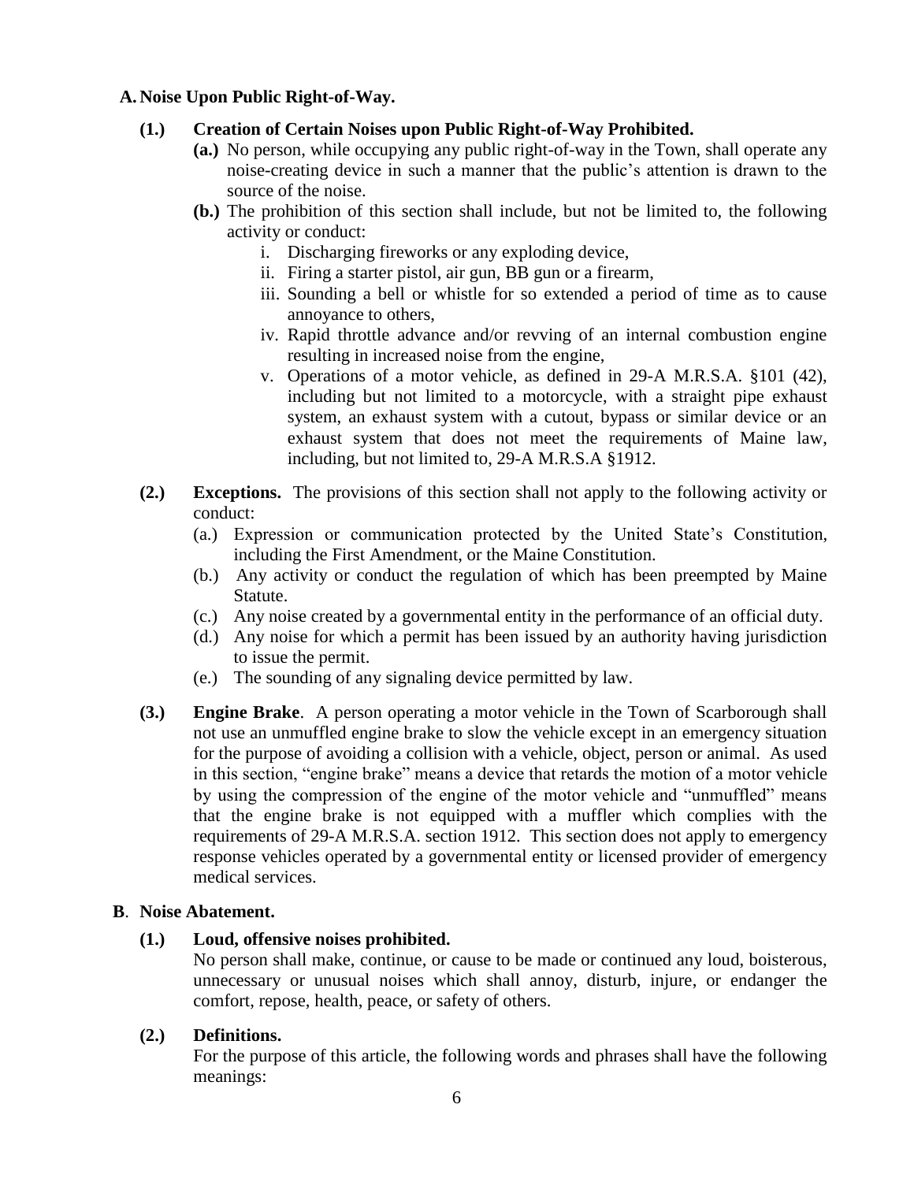## A. Noise Upon Public Right-of-Way.

### (1.) Creation of Certain Noises upon Public Right-of-Way Prohibited.

**(a.)** No person, while occupying any public right-of-way in the Town, shall operate any noise-creating device in such a manner that the public's attention is drawn to the source of the noise.

**(b.)** The prohibition of this section shall include, but not be limited to, the following activity or conduct:

i. Discharging fireworks or any exploding device,
ii. Firing a starter pistol, air gun, BB gun or a firearm,
iii. Sounding a bell or whistle for so extended a period of time as to cause annoyance to others,
iv. Rapid throttle advance and/or revving of an internal combustion engine resulting in increased noise from the engine,
v. Operations of a motor vehicle, as defined in 29-A M.R.S.A. §101 (42), including but not limited to a motorcycle, with a straight pipe exhaust system, an exhaust system with a cutout, bypass or similar device or an exhaust system that does not meet the requirements of Maine law, including, but not limited to, 29-A M.R.S.A §1912.

### (2.) Exceptions.

The provisions of this section shall not apply to the following activity or conduct:

(a.) Expression or communication protected by the United State's Constitution, including the First Amendment, or the Maine Constitution.
(b.) Any activity or conduct the regulation of which has been preempted by Maine Statute.
(c.) Any noise created by a governmental entity in the performance of an official duty.
(d.) Any noise for which a permit has been issued by an authority having jurisdiction to issue the permit.
(e.) The sounding of any signaling device permitted by law.

### (3.) Engine Brake.

A person operating a motor vehicle in the Town of Scarborough shall not use an unmuffled engine brake to slow the vehicle except in an emergency situation for the purpose of avoiding a collision with a vehicle, object, person or animal. As used in this section, "engine brake" means a device that retards the motion of a motor vehicle by using the compression of the engine of the motor vehicle and "unmuffled" means that the engine brake is not equipped with a muffler which complies with the requirements of 29-A M.R.S.A. section 1912. This section does not apply to emergency response vehicles operated by a governmental entity or licensed provider of emergency medical services.

## B. Noise Abatement.

### (1.) Loud, offensive noises prohibited.

No person shall make, continue, or cause to be made or continued any loud, boisterous, unnecessary or unusual noises which shall annoy, disturb, injure, or endanger the comfort, repose, health, peace, or safety of others.

### (2.) Definitions.

For the purpose of this article, the following words and phrases shall have the following meanings: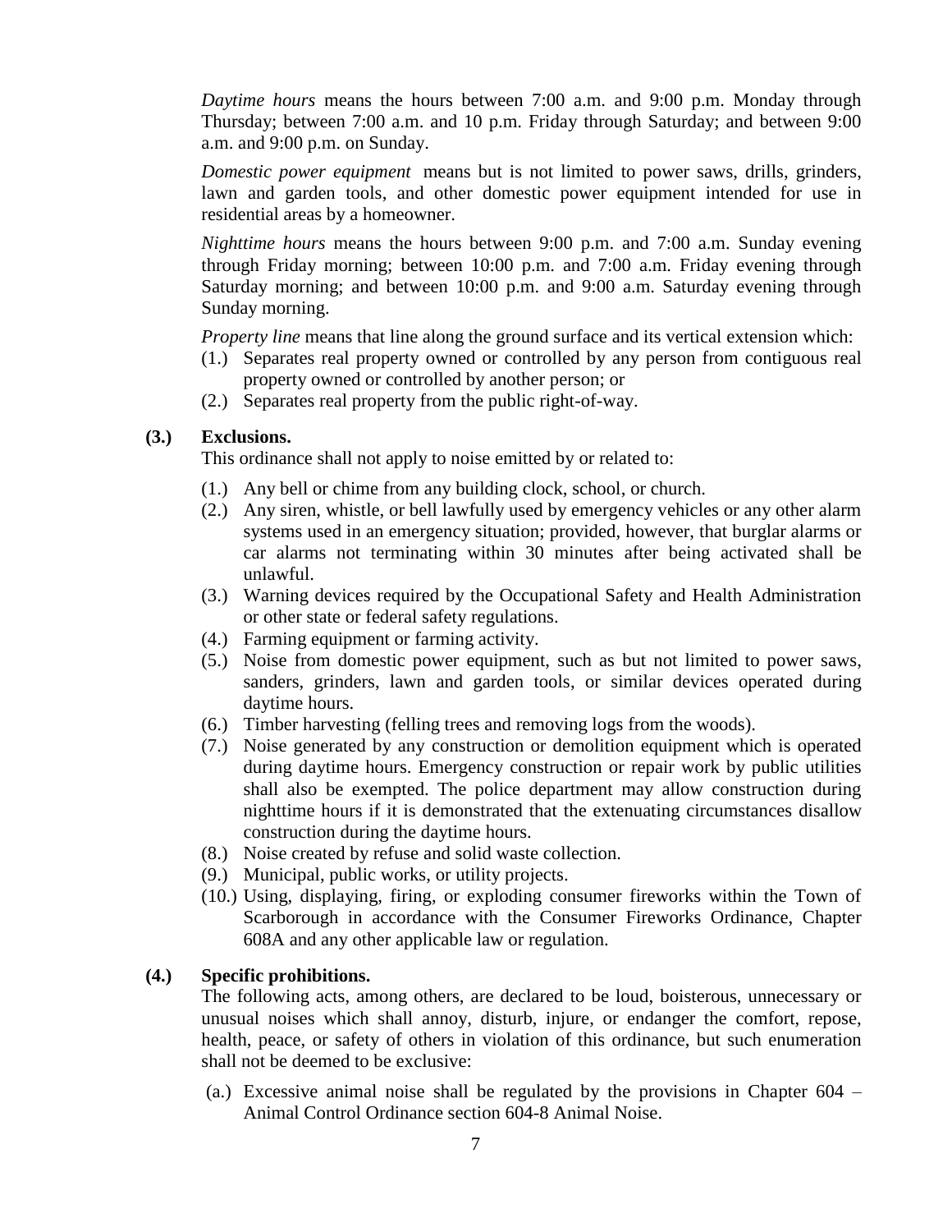*Daytime hours* means the hours between 7:00 a.m. and 9:00 p.m. Monday through Thursday; between 7:00 a.m. and 10 p.m. Friday through Saturday; and between 9:00 a.m. and 9:00 p.m. on Sunday.

*Domestic power equipment* means but is not limited to power saws, drills, grinders, lawn and garden tools, and other domestic power equipment intended for use in residential areas by a homeowner.

*Nighttime hours* means the hours between 9:00 p.m. and 7:00 a.m. Sunday evening through Friday morning; between 10:00 p.m. and 7:00 a.m. Friday evening through Saturday morning; and between 10:00 p.m. and 9:00 a.m. Saturday evening through Sunday morning.

*Property line* means that line along the ground surface and its vertical extension which:

(1.) Separates real property owned or controlled by any person from contiguous real property owned or controlled by another person; or

(2.) Separates real property from the public right-of-way.

**(3.) Exclusions.**

This ordinance shall not apply to noise emitted by or related to:

(1.) Any bell or chime from any building clock, school, or church.

(2.) Any siren, whistle, or bell lawfully used by emergency vehicles or any other alarm systems used in an emergency situation; provided, however, that burglar alarms or car alarms not terminating within 30 minutes after being activated shall be unlawful.

(3.) Warning devices required by the Occupational Safety and Health Administration or other state or federal safety regulations.

(4.) Farming equipment or farming activity.

(5.) Noise from domestic power equipment, such as but not limited to power saws, sanders, grinders, lawn and garden tools, or similar devices operated during daytime hours.

(6.) Timber harvesting (felling trees and removing logs from the woods).

(7.) Noise generated by any construction or demolition equipment which is operated during daytime hours. Emergency construction or repair work by public utilities shall also be exempted. The police department may allow construction during nighttime hours if it is demonstrated that the extenuating circumstances disallow construction during the daytime hours.

(8.) Noise created by refuse and solid waste collection.

(9.) Municipal, public works, or utility projects.

(10.) Using, displaying, firing, or exploding consumer fireworks within the Town of Scarborough in accordance with the Consumer Fireworks Ordinance, Chapter 608A and any other applicable law or regulation.

**(4.) Specific prohibitions.**

The following acts, among others, are declared to be loud, boisterous, unnecessary or unusual noises which shall annoy, disturb, injure, or endanger the comfort, repose, health, peace, or safety of others in violation of this ordinance, but such enumeration shall not be deemed to be exclusive:

(a.) Excessive animal noise shall be regulated by the provisions in Chapter 604 – Animal Control Ordinance section 604-8 Animal Noise.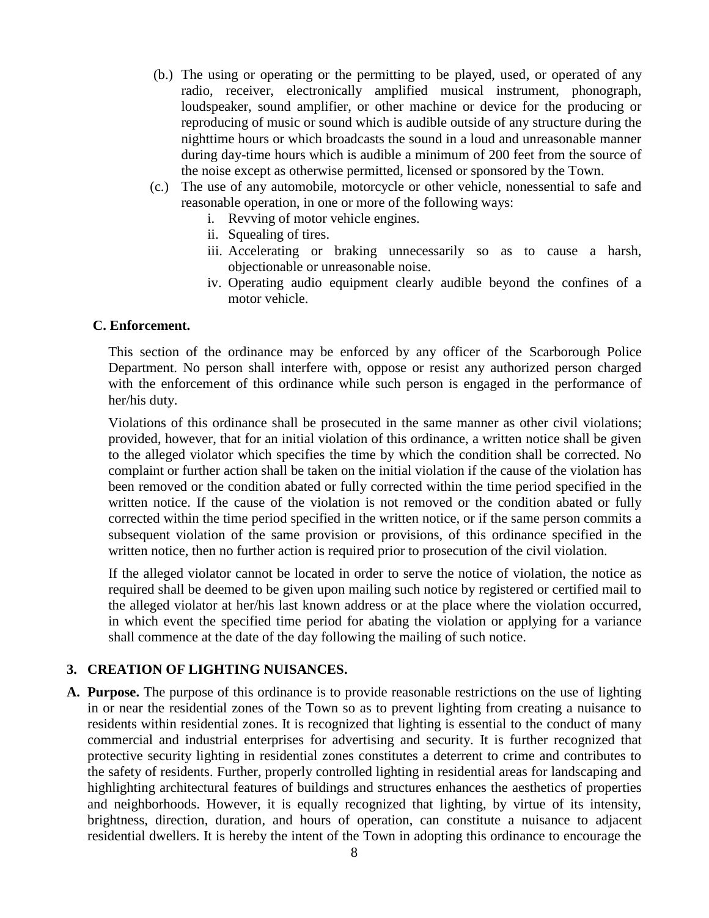(b.) The using or operating or the permitting to be played, used, or operated of any radio, receiver, electronically amplified musical instrument, phonograph, loudspeaker, sound amplifier, or other machine or device for the producing or reproducing of music or sound which is audible outside of any structure during the nighttime hours or which broadcasts the sound in a loud and unreasonable manner during day-time hours which is audible a minimum of 200 feet from the source of the noise except as otherwise permitted, licensed or sponsored by the Town.

(c.) The use of any automobile, motorcycle or other vehicle, nonessential to safe and reasonable operation, in one or more of the following ways:

i. Revving of motor vehicle engines.
ii. Squealing of tires.
iii. Accelerating or braking unnecessarily so as to cause a harsh, objectionable or unreasonable noise.
iv. Operating audio equipment clearly audible beyond the confines of a motor vehicle.

**C. Enforcement.**

This section of the ordinance may be enforced by any officer of the Scarborough Police Department. No person shall interfere with, oppose or resist any authorized person charged with the enforcement of this ordinance while such person is engaged in the performance of her/his duty.

Violations of this ordinance shall be prosecuted in the same manner as other civil violations; provided, however, that for an initial violation of this ordinance, a written notice shall be given to the alleged violator which specifies the time by which the condition shall be corrected. No complaint or further action shall be taken on the initial violation if the cause of the violation has been removed or the condition abated or fully corrected within the time period specified in the written notice. If the cause of the violation is not removed or the condition abated or fully corrected within the time period specified in the written notice, or if the same person commits a subsequent violation of the same provision or provisions, of this ordinance specified in the written notice, then no further action is required prior to prosecution of the civil violation.

If the alleged violator cannot be located in order to serve the notice of violation, the notice as required shall be deemed to be given upon mailing such notice by registered or certified mail to the alleged violator at her/his last known address or at the place where the violation occurred, in which event the specified time period for abating the violation or applying for a variance shall commence at the date of the day following the mailing of such notice.

## 3. CREATION OF LIGHTING NUISANCES.

**A. Purpose.** The purpose of this ordinance is to provide reasonable restrictions on the use of lighting in or near the residential zones of the Town so as to prevent lighting from creating a nuisance to residents within residential zones. It is recognized that lighting is essential to the conduct of many commercial and industrial enterprises for advertising and security. It is further recognized that protective security lighting in residential zones constitutes a deterrent to crime and contributes to the safety of residents. Further, properly controlled lighting in residential areas for landscaping and highlighting architectural features of buildings and structures enhances the aesthetics of properties and neighborhoods. However, it is equally recognized that lighting, by virtue of its intensity, brightness, direction, duration, and hours of operation, can constitute a nuisance to adjacent residential dwellers. It is hereby the intent of the Town in adopting this ordinance to encourage the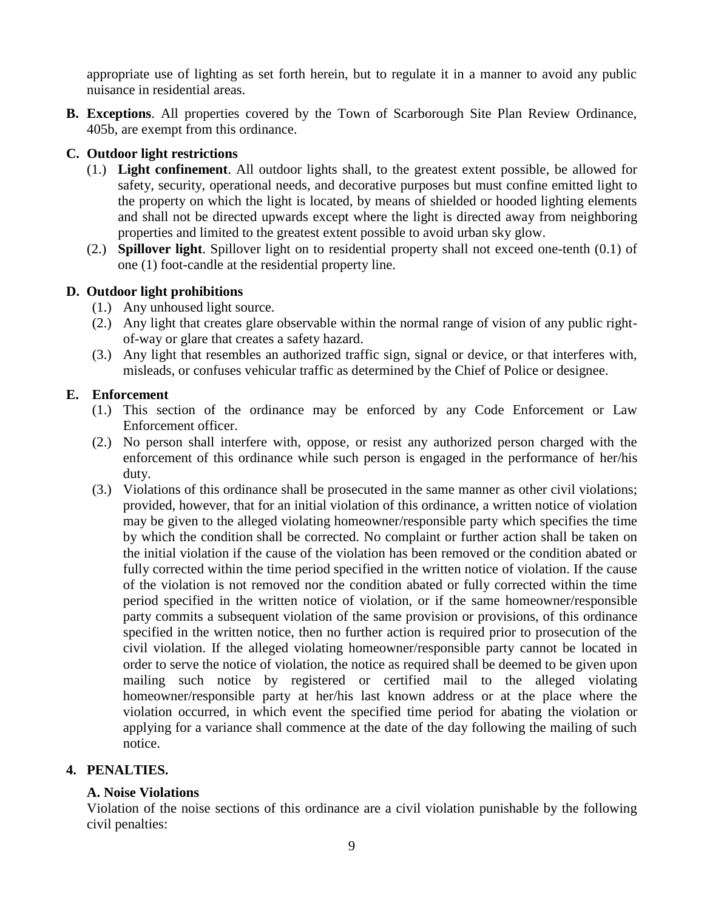appropriate use of lighting as set forth herein, but to regulate it in a manner to avoid any public nuisance in residential areas.

**B. Exceptions**. All properties covered by the Town of Scarborough Site Plan Review Ordinance, 405b, are exempt from this ordinance.

**C. Outdoor light restrictions**

(1.) **Light confinement**. All outdoor lights shall, to the greatest extent possible, be allowed for safety, security, operational needs, and decorative purposes but must confine emitted light to the property on which the light is located, by means of shielded or hooded lighting elements and shall not be directed upwards except where the light is directed away from neighboring properties and limited to the greatest extent possible to avoid urban sky glow.

(2.) **Spillover light**. Spillover light on to residential property shall not exceed one-tenth (0.1) of one (1) foot-candle at the residential property line.

**D. Outdoor light prohibitions**

(1.) Any unhoused light source.

(2.) Any light that creates glare observable within the normal range of vision of any public right-of-way or glare that creates a safety hazard.

(3.) Any light that resembles an authorized traffic sign, signal or device, or that interferes with, misleads, or confuses vehicular traffic as determined by the Chief of Police or designee.

**E. Enforcement**

(1.) This section of the ordinance may be enforced by any Code Enforcement or Law Enforcement officer.

(2.) No person shall interfere with, oppose, or resist any authorized person charged with the enforcement of this ordinance while such person is engaged in the performance of her/his duty.

(3.) Violations of this ordinance shall be prosecuted in the same manner as other civil violations; provided, however, that for an initial violation of this ordinance, a written notice of violation may be given to the alleged violating homeowner/responsible party which specifies the time by which the condition shall be corrected. No complaint or further action shall be taken on the initial violation if the cause of the violation has been removed or the condition abated or fully corrected within the time period specified in the written notice of violation. If the cause of the violation is not removed nor the condition abated or fully corrected within the time period specified in the written notice of violation, or if the same homeowner/responsible party commits a subsequent violation of the same provision or provisions, of this ordinance specified in the written notice, then no further action is required prior to prosecution of the civil violation. If the alleged violating homeowner/responsible party cannot be located in order to serve the notice of violation, the notice as required shall be deemed to be given upon mailing such notice by registered or certified mail to the alleged violating homeowner/responsible party at her/his last known address or at the place where the violation occurred, in which event the specified time period for abating the violation or applying for a variance shall commence at the date of the day following the mailing of such notice.

**4. PENALTIES.**

**A. Noise Violations**

Violation of the noise sections of this ordinance are a civil violation punishable by the following civil penalties: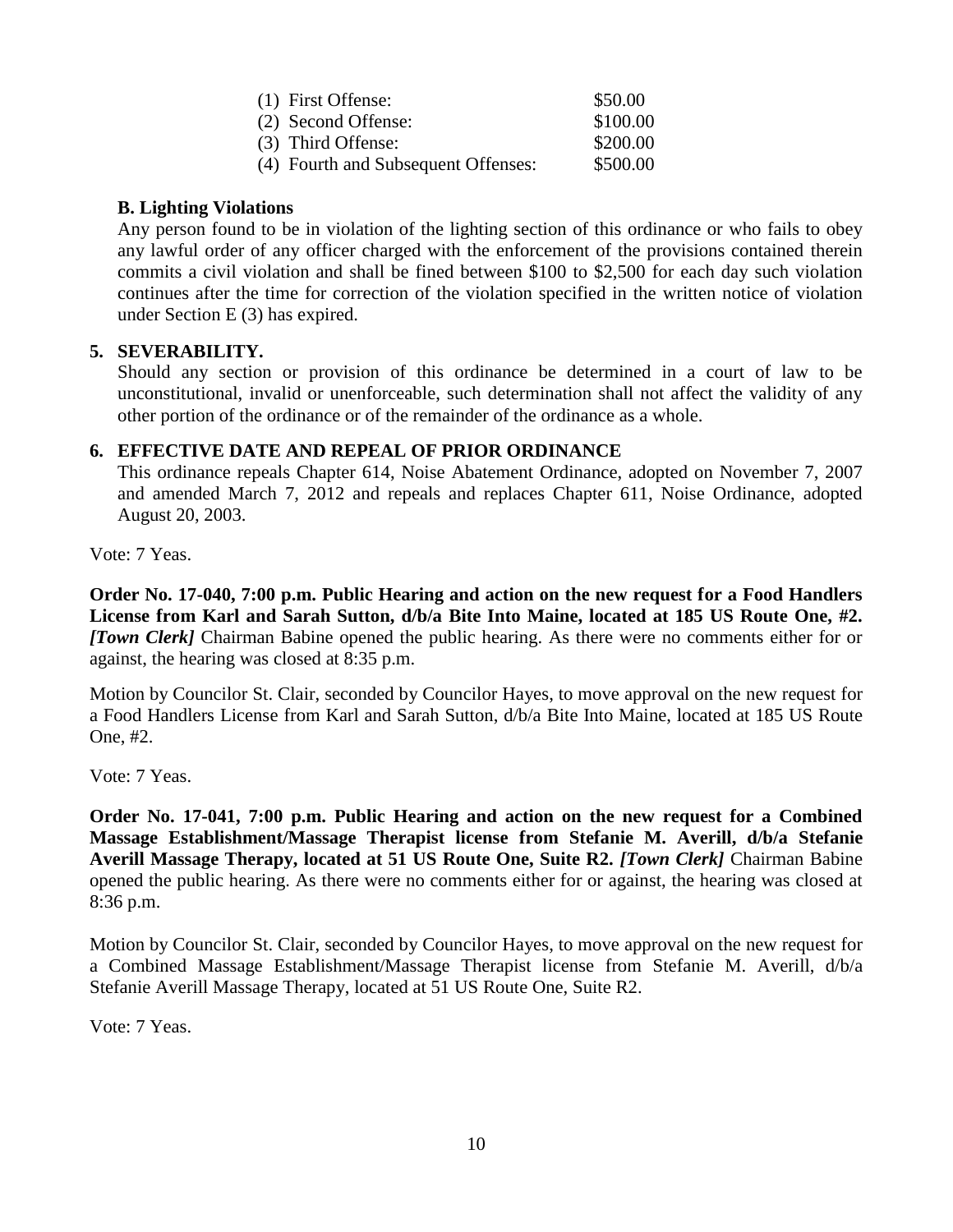(1) First Offense: $50.00
(2) Second Offense: $100.00
(3) Third Offense: $200.00
(4) Fourth and Subsequent Offenses: $500.00

**B. Lighting Violations**

Any person found to be in violation of the lighting section of this ordinance or who fails to obey any lawful order of any officer charged with the enforcement of the provisions contained therein commits a civil violation and shall be fined between $100 to $2,500 for each day such violation continues after the time for correction of the violation specified in the written notice of violation under Section E (3) has expired.

**5. SEVERABILITY.**

Should any section or provision of this ordinance be determined in a court of law to be unconstitutional, invalid or unenforceable, such determination shall not affect the validity of any other portion of the ordinance or of the remainder of the ordinance as a whole.

**6. EFFECTIVE DATE AND REPEAL OF PRIOR ORDINANCE**

This ordinance repeals Chapter 614, Noise Abatement Ordinance, adopted on November 7, 2007 and amended March 7, 2012 and repeals and replaces Chapter 611, Noise Ordinance, adopted August 20, 2003.

Vote: 7 Yeas.

**Order No. 17-040, 7:00 p.m. Public Hearing and action on the new request for a Food Handlers License from Karl and Sarah Sutton, d/b/a Bite Into Maine, located at 185 US Route One, #2.** ***[Town Clerk]*** Chairman Babine opened the public hearing. As there were no comments either for or against, the hearing was closed at 8:35 p.m.

Motion by Councilor St. Clair, seconded by Councilor Hayes, to move approval on the new request for a Food Handlers License from Karl and Sarah Sutton, d/b/a Bite Into Maine, located at 185 US Route One, #2.

Vote: 7 Yeas.

**Order No. 17-041, 7:00 p.m. Public Hearing and action on the new request for a Combined Massage Establishment/Massage Therapist license from Stefanie M. Averill, d/b/a Stefanie Averill Massage Therapy, located at 51 US Route One, Suite R2.** ***[Town Clerk]*** Chairman Babine opened the public hearing. As there were no comments either for or against, the hearing was closed at 8:36 p.m.

Motion by Councilor St. Clair, seconded by Councilor Hayes, to move approval on the new request for a Combined Massage Establishment/Massage Therapist license from Stefanie M. Averill, d/b/a Stefanie Averill Massage Therapy, located at 51 US Route One, Suite R2.

Vote: 7 Yeas.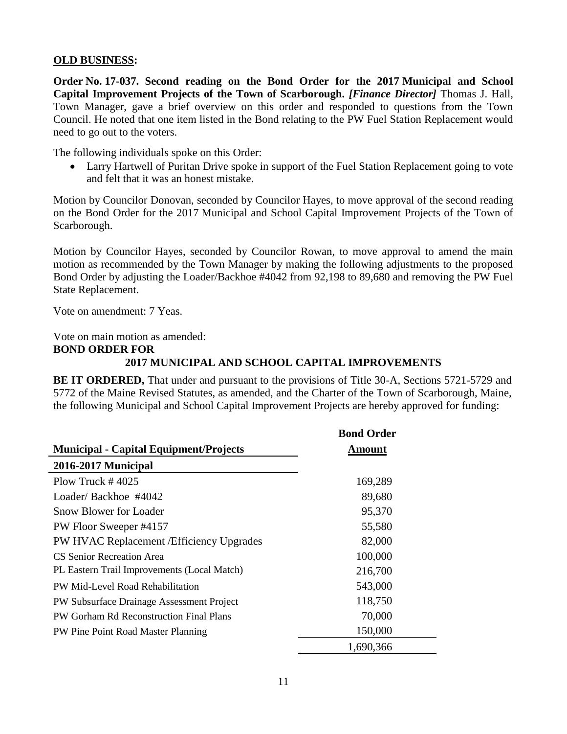**OLD BUSINESS:**

**Order No. 17-037. Second reading on the Bond Order for the 2017 Municipal and School Capital Improvement Projects of the Town of Scarborough.** ***[Finance Director]*** Thomas J. Hall, Town Manager, gave a brief overview on this order and responded to questions from the Town Council. He noted that one item listed in the Bond relating to the PW Fuel Station Replacement would need to go out to the voters.

The following individuals spoke on this Order:

- Larry Hartwell of Puritan Drive spoke in support of the Fuel Station Replacement going to vote and felt that it was an honest mistake.

Motion by Councilor Donovan, seconded by Councilor Hayes, to move approval of the second reading on the Bond Order for the 2017 Municipal and School Capital Improvement Projects of the Town of Scarborough.

Motion by Councilor Hayes, seconded by Councilor Rowan, to move approval to amend the main motion as recommended by the Town Manager by making the following adjustments to the proposed Bond Order by adjusting the Loader/Backhoe #4042 from 92,198 to 89,680 and removing the PW Fuel State Replacement.

Vote on amendment: 7 Yeas.

Vote on main motion as amended:

**BOND ORDER FOR**

**2017 MUNICIPAL AND SCHOOL CAPITAL IMPROVEMENTS**

**BE IT ORDERED,** That under and pursuant to the provisions of Title 30-A, Sections 5721-5729 and 5772 of the Maine Revised Statutes, as amended, and the Charter of the Town of Scarborough, Maine, the following Municipal and School Capital Improvement Projects are hereby approved for funding:

| **Municipal - Capital Equipment/Projects** | **Bond Order Amount** |
|---|---|
| **2016-2017 Municipal** | |
| Plow Truck # 4025 | 169,289 |
| Loader/ Backhoe #4042 | 89,680 |
| Snow Blower for Loader | 95,370 |
| PW Floor Sweeper #4157 | 55,580 |
| PW HVAC Replacement /Efficiency Upgrades | 82,000 |
| CS Senior Recreation Area | 100,000 |
| PL Eastern Trail Improvements (Local Match) | 216,700 |
| PW Mid-Level Road Rehabilitation | 543,000 |
| PW Subsurface Drainage Assessment Project | 118,750 |
| PW Gorham Rd Reconstruction Final Plans | 70,000 |
| PW Pine Point Road Master Planning | 150,000 |
| | 1,690,366 |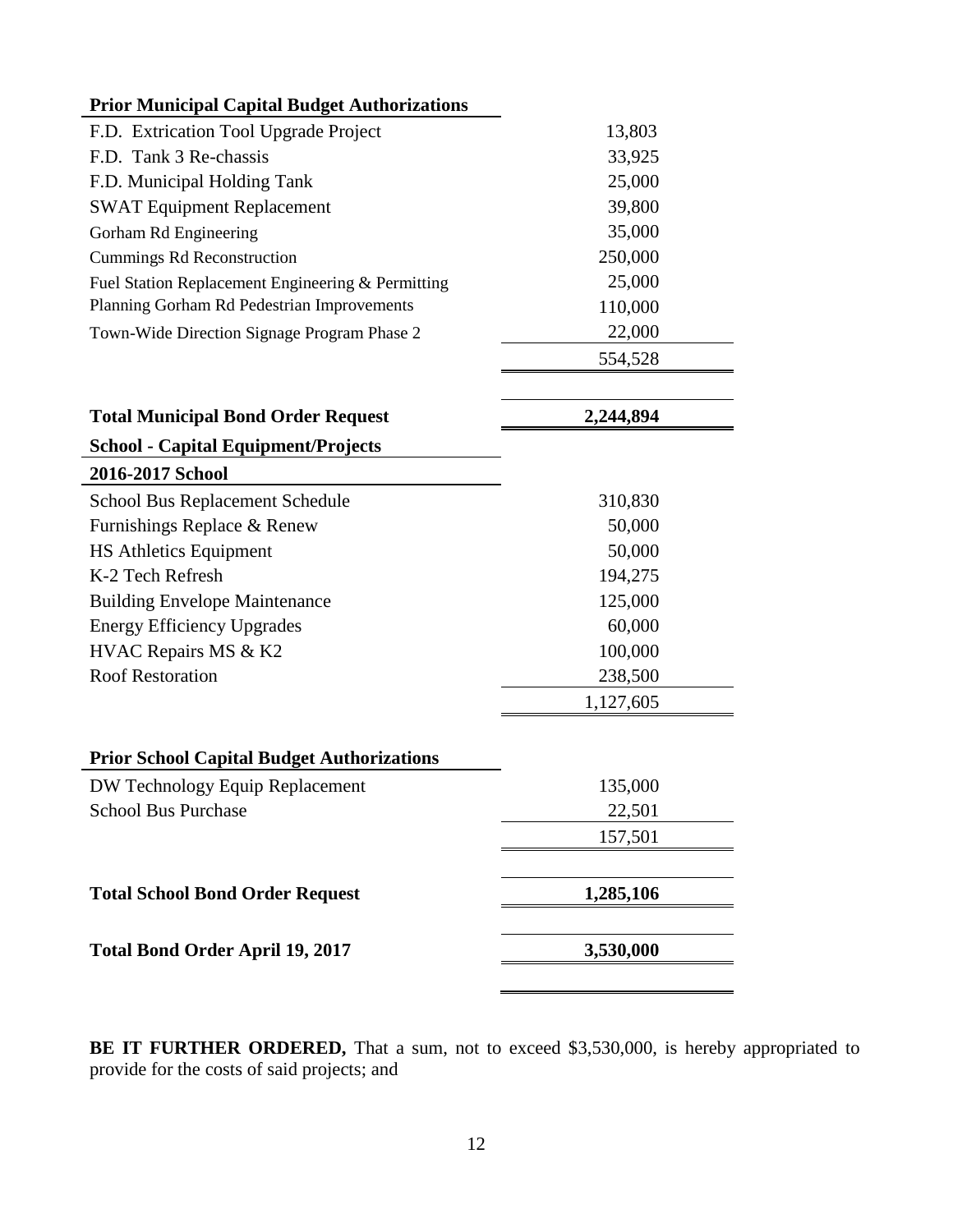| **Prior Municipal Capital Budget Authorizations** | |
|---|---|
| F.D. Extrication Tool Upgrade Project | 13,803 |
| F.D. Tank 3 Re-chassis | 33,925 |
| F.D. Municipal Holding Tank | 25,000 |
| SWAT Equipment Replacement | 39,800 |
| Gorham Rd Engineering | 35,000 |
| Cummings Rd Reconstruction | 250,000 |
| Fuel Station Replacement Engineering & Permitting | 25,000 |
| Planning Gorham Rd Pedestrian Improvements | 110,000 |
| Town-Wide Direction Signage Program Phase 2 | 22,000 |
| | 554,528 |
| | |
| **Total Municipal Bond Order Request** | **2,244,894** |
| **School - Capital Equipment/Projects** | |
| **2016-2017 School** | |
| School Bus Replacement Schedule | 310,830 |
| Furnishings Replace & Renew | 50,000 |
| HS Athletics Equipment | 50,000 |
| K-2 Tech Refresh | 194,275 |
| Building Envelope Maintenance | 125,000 |
| Energy Efficiency Upgrades | 60,000 |
| HVAC Repairs MS & K2 | 100,000 |
| Roof Restoration | 238,500 |
| | 1,127,605 |
| | |
| **Prior School Capital Budget Authorizations** | |
| DW Technology Equip Replacement | 135,000 |
| School Bus Purchase | 22,501 |
| | 157,501 |
| | |
| **Total School Bond Order Request** | **1,285,106** |
| | |
| **Total Bond Order April 19, 2017** | **3,530,000** |

**BE IT FURTHER ORDERED,** That a sum, not to exceed $3,530,000, is hereby appropriated to provide for the costs of said projects; and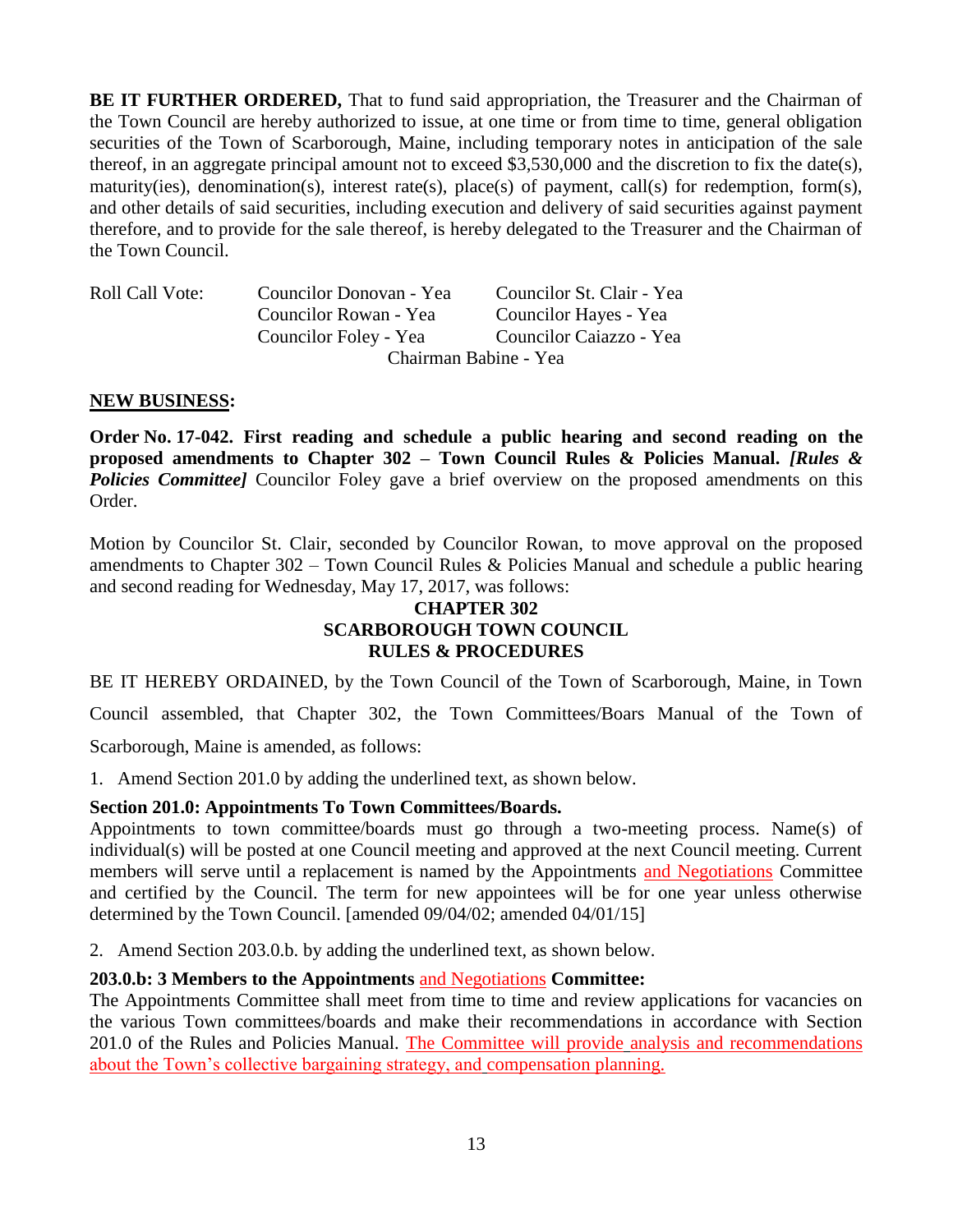**BE IT FURTHER ORDERED,** That to fund said appropriation, the Treasurer and the Chairman of the Town Council are hereby authorized to issue, at one time or from time to time, general obligation securities of the Town of Scarborough, Maine, including temporary notes in anticipation of the sale thereof, in an aggregate principal amount not to exceed $3,530,000 and the discretion to fix the date(s), maturity(ies), denomination(s), interest rate(s), place(s) of payment, call(s) for redemption, form(s), and other details of said securities, including execution and delivery of said securities against payment therefore, and to provide for the sale thereof, is hereby delegated to the Treasurer and the Chairman of the Town Council.

| Roll Call Vote: | Councilor Donovan - Yea | Councilor St. Clair - Yea |
|---|---|---|
| | Councilor Rowan - Yea | Councilor Hayes - Yea |
| | Councilor Foley - Yea | Councilor Caiazzo - Yea |
| | Chairman Babine - Yea | |

**NEW BUSINESS:**

**Order No. 17-042. First reading and schedule a public hearing and second reading on the proposed amendments to Chapter 302 – Town Council Rules & Policies Manual.** ***[Rules & Policies Committee]*** Councilor Foley gave a brief overview on the proposed amendments on this Order.

Motion by Councilor St. Clair, seconded by Councilor Rowan, to move approval on the proposed amendments to Chapter 302 – Town Council Rules & Policies Manual and schedule a public hearing and second reading for Wednesday, May 17, 2017, was follows:

**CHAPTER 302**
**SCARBOROUGH TOWN COUNCIL**
**RULES & PROCEDURES**

BE IT HEREBY ORDAINED, by the Town Council of the Town of Scarborough, Maine, in Town Council assembled, that Chapter 302, the Town Committees/Boars Manual of the Town of Scarborough, Maine is amended, as follows:

1. Amend Section 201.0 by adding the underlined text, as shown below.

**Section 201.0: Appointments To Town Committees/Boards.**
Appointments to town committee/boards must go through a two-meeting process. Name(s) of individual(s) will be posted at one Council meeting and approved at the next Council meeting. Current members will serve until a replacement is named by the Appointments <u>and Negotiations</u> Committee and certified by the Council. The term for new appointees will be for one year unless otherwise determined by the Town Council. [amended 09/04/02; amended 04/01/15]

2. Amend Section 203.0.b. by adding the underlined text, as shown below.

**203.0.b: 3 Members to the Appointments** <u>and Negotiations</u> **Committee:**
The Appointments Committee shall meet from time to time and review applications for vacancies on the various Town committees/boards and make their recommendations in accordance with Section 201.0 of the Rules and Policies Manual. <u>The Committee will provide analysis and recommendations about the Town's collective bargaining strategy, and compensation planning.</u>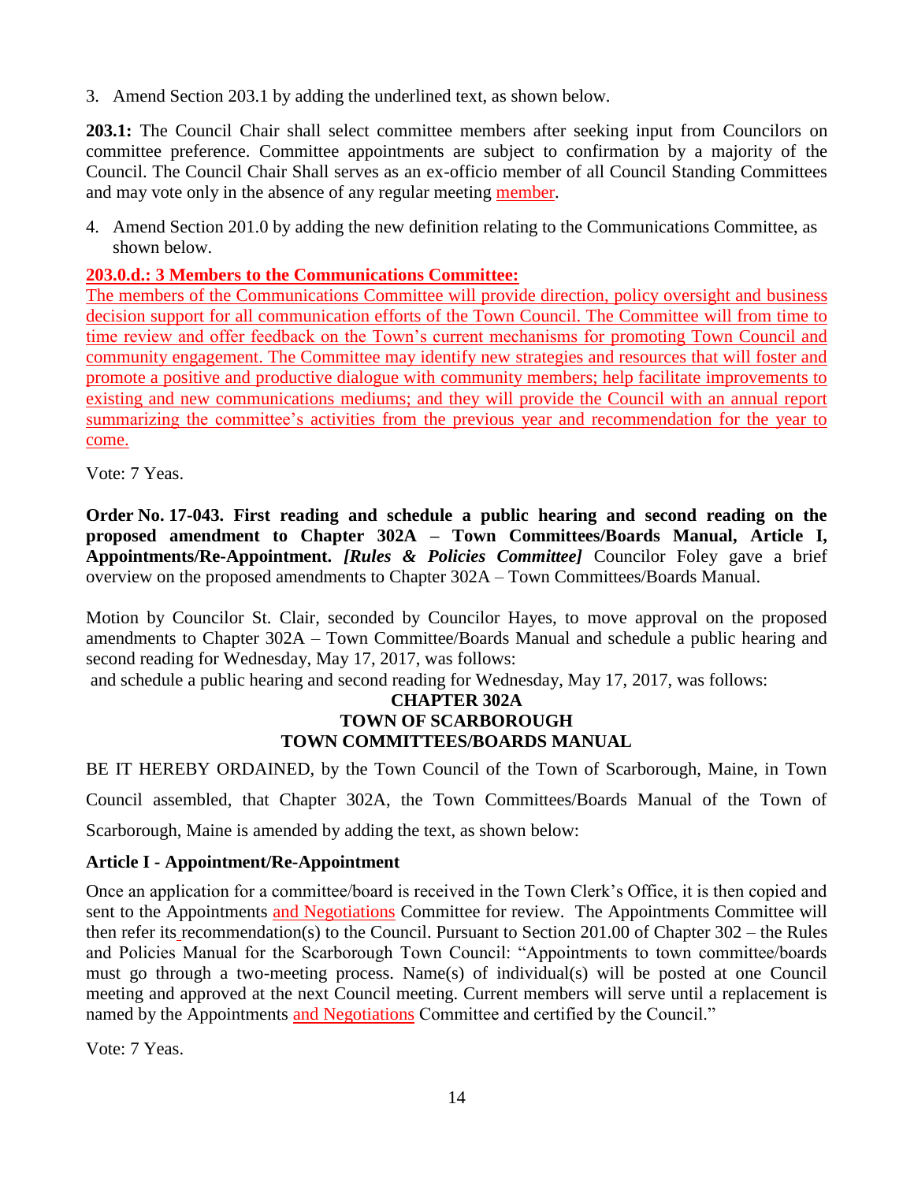3. Amend Section 203.1 by adding the underlined text, as shown below.

**203.1:** The Council Chair shall select committee members after seeking input from Councilors on committee preference. Committee appointments are subject to confirmation by a majority of the Council. The Council Chair Shall serves as an ex-officio member of all Council Standing Committees and may vote only in the absence of any regular meeting member.

4. Amend Section 201.0 by adding the new definition relating to the Communications Committee, as shown below.

**203.0.d.: 3 Members to the Communications Committee:**
The members of the Communications Committee will provide direction, policy oversight and business decision support for all communication efforts of the Town Council. The Committee will from time to time review and offer feedback on the Town's current mechanisms for promoting Town Council and community engagement. The Committee may identify new strategies and resources that will foster and promote a positive and productive dialogue with community members; help facilitate improvements to existing and new communications mediums; and they will provide the Council with an annual report summarizing the committee's activities from the previous year and recommendation for the year to come.

Vote: 7 Yeas.

**Order No. 17-043. First reading and schedule a public hearing and second reading on the proposed amendment to Chapter 302A – Town Committees/Boards Manual, Article I, Appointments/Re-Appointment.** ***[Rules & Policies Committee]*** Councilor Foley gave a brief overview on the proposed amendments to Chapter 302A – Town Committees/Boards Manual.

Motion by Councilor St. Clair, seconded by Councilor Hayes, to move approval on the proposed amendments to Chapter 302A – Town Committee/Boards Manual and schedule a public hearing and second reading for Wednesday, May 17, 2017, was follows:
and schedule a public hearing and second reading for Wednesday, May 17, 2017, was follows:

**CHAPTER 302A**
**TOWN OF SCARBOROUGH**
**TOWN COMMITTEES/BOARDS MANUAL**

BE IT HEREBY ORDAINED, by the Town Council of the Town of Scarborough, Maine, in Town Council assembled, that Chapter 302A, the Town Committees/Boards Manual of the Town of Scarborough, Maine is amended by adding the text, as shown below:

**Article I - Appointment/Re-Appointment**

Once an application for a committee/board is received in the Town Clerk's Office, it is then copied and sent to the Appointments and Negotiations Committee for review. The Appointments Committee will then refer its recommendation(s) to the Council. Pursuant to Section 201.00 of Chapter 302 – the Rules and Policies Manual for the Scarborough Town Council: "Appointments to town committee/boards must go through a two-meeting process. Name(s) of individual(s) will be posted at one Council meeting and approved at the next Council meeting. Current members will serve until a replacement is named by the Appointments and Negotiations Committee and certified by the Council."

Vote: 7 Yeas.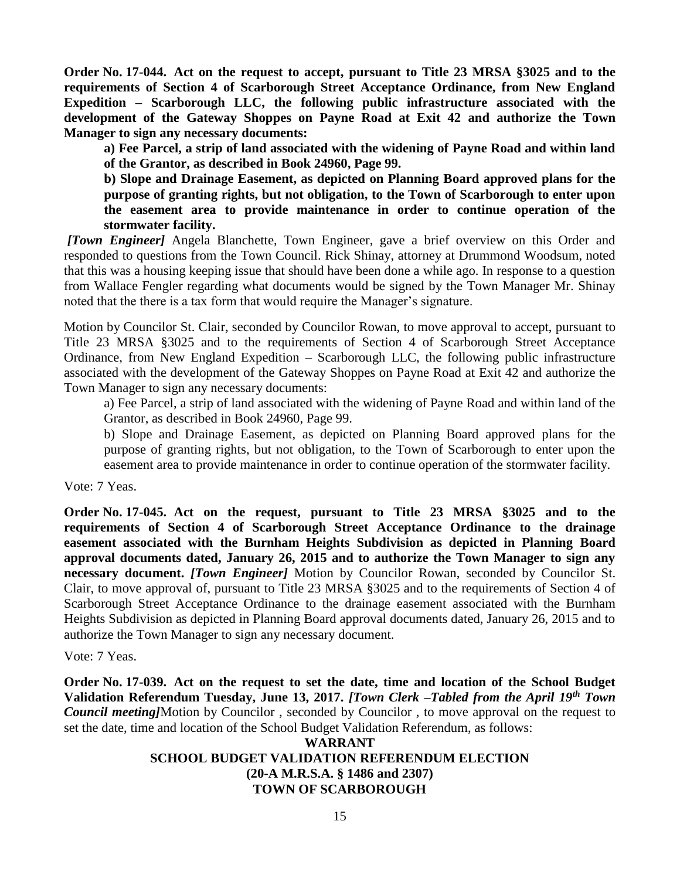**Order No. 17-044. Act on the request to accept, pursuant to Title 23 MRSA §3025 and to the requirements of Section 4 of Scarborough Street Acceptance Ordinance, from New England Expedition – Scarborough LLC, the following public infrastructure associated with the development of the Gateway Shoppes on Payne Road at Exit 42 and authorize the Town Manager to sign any necessary documents:**

**a) Fee Parcel, a strip of land associated with the widening of Payne Road and within land of the Grantor, as described in Book 24960, Page 99.**

**b) Slope and Drainage Easement, as depicted on Planning Board approved plans for the purpose of granting rights, but not obligation, to the Town of Scarborough to enter upon the easement area to provide maintenance in order to continue operation of the stormwater facility.**

***[Town Engineer]*** Angela Blanchette, Town Engineer, gave a brief overview on this Order and responded to questions from the Town Council. Rick Shinay, attorney at Drummond Woodsum, noted that this was a housing keeping issue that should have been done a while ago. In response to a question from Wallace Fengler regarding what documents would be signed by the Town Manager Mr. Shinay noted that the there is a tax form that would require the Manager's signature.

Motion by Councilor St. Clair, seconded by Councilor Rowan, to move approval to accept, pursuant to Title 23 MRSA §3025 and to the requirements of Section 4 of Scarborough Street Acceptance Ordinance, from New England Expedition – Scarborough LLC, the following public infrastructure associated with the development of the Gateway Shoppes on Payne Road at Exit 42 and authorize the Town Manager to sign any necessary documents:

a) Fee Parcel, a strip of land associated with the widening of Payne Road and within land of the Grantor, as described in Book 24960, Page 99.

b) Slope and Drainage Easement, as depicted on Planning Board approved plans for the purpose of granting rights, but not obligation, to the Town of Scarborough to enter upon the easement area to provide maintenance in order to continue operation of the stormwater facility.

Vote: 7 Yeas.

**Order No. 17-045. Act on the request, pursuant to Title 23 MRSA §3025 and to the requirements of Section 4 of Scarborough Street Acceptance Ordinance to the drainage easement associated with the Burnham Heights Subdivision as depicted in Planning Board approval documents dated, January 26, 2015 and to authorize the Town Manager to sign any necessary document. *[Town Engineer]*** Motion by Councilor Rowan, seconded by Councilor St. Clair, to move approval of, pursuant to Title 23 MRSA §3025 and to the requirements of Section 4 of Scarborough Street Acceptance Ordinance to the drainage easement associated with the Burnham Heights Subdivision as depicted in Planning Board approval documents dated, January 26, 2015 and to authorize the Town Manager to sign any necessary document.

Vote: 7 Yeas.

**Order No. 17-039. Act on the request to set the date, time and location of the School Budget Validation Referendum Tuesday, June 13, 2017. *[Town Clerk –Tabled from the April 19th Town Council meeting]*** Motion by Councilor , seconded by Councilor , to move approval on the request to set the date, time and location of the School Budget Validation Referendum, as follows:

**WARRANT**
**SCHOOL BUDGET VALIDATION REFERENDUM ELECTION**
**(20-A M.R.S.A. § 1486 and 2307)**
**TOWN OF SCARBOROUGH**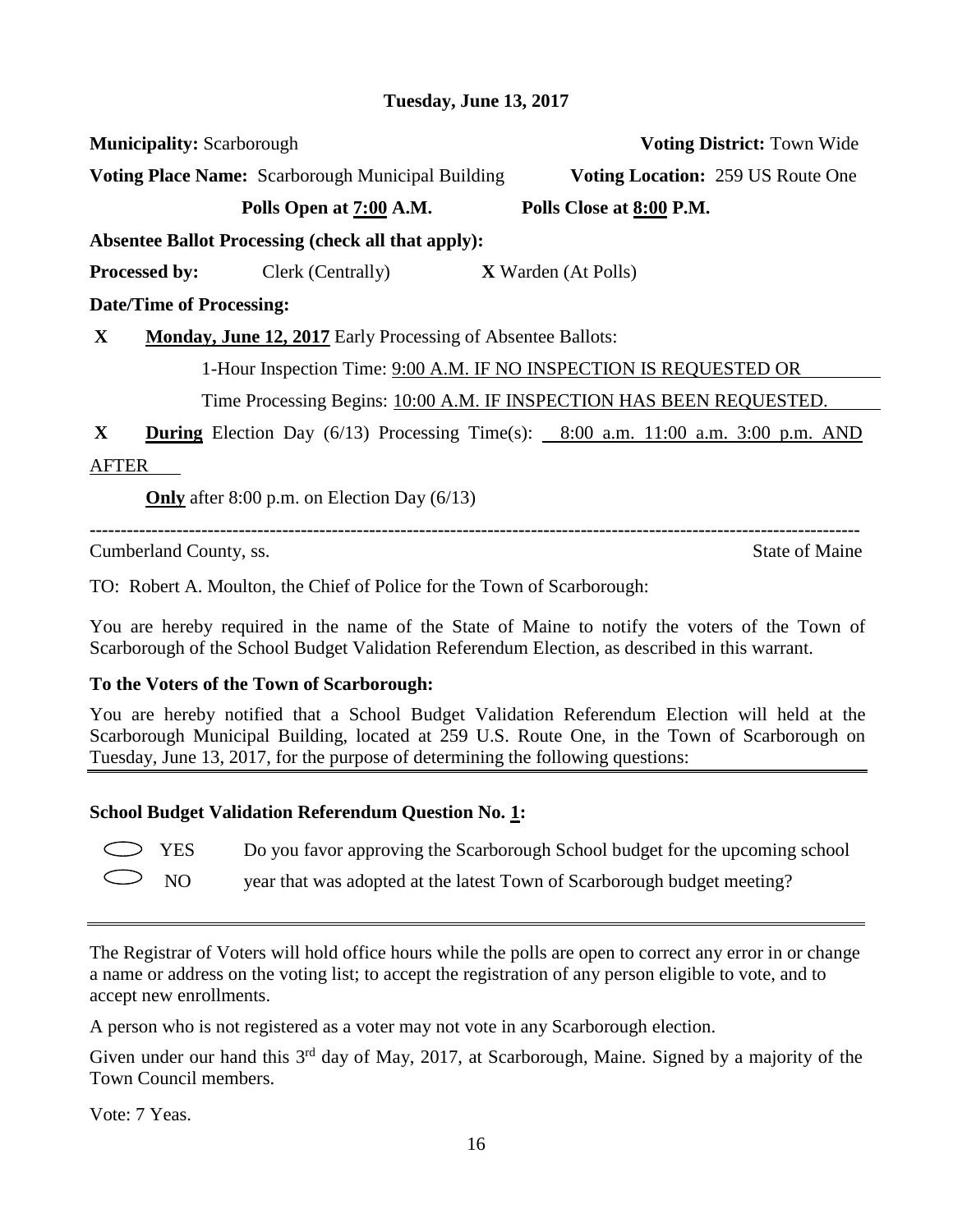**Tuesday, June 13, 2017**

**Municipality:** Scarborough **Voting District:** Town Wide

**Voting Place Name:** Scarborough Municipal Building **Voting Location:** 259 US Route One

**Polls Open at 7:00 A.M.** **Polls Close at 8:00 P.M.**

**Absentee Ballot Processing (check all that apply):**

**Processed by:** Clerk (Centrally) **X** Warden (At Polls)

**Date/Time of Processing:**

**X** **Monday, June 12, 2017** Early Processing of Absentee Ballots:

1-Hour Inspection Time: 9:00 A.M. IF NO INSPECTION IS REQUESTED OR

Time Processing Begins: 10:00 A.M. IF INSPECTION HAS BEEN REQUESTED.

**X** **During** Election Day (6/13) Processing Time(s): 8:00 a.m. 11:00 a.m. 3:00 p.m. AND AFTER

**Only** after 8:00 p.m. on Election Day (6/13)

---

Cumberland County, ss. State of Maine

TO: Robert A. Moulton, the Chief of Police for the Town of Scarborough:

You are hereby required in the name of the State of Maine to notify the voters of the Town of Scarborough of the School Budget Validation Referendum Election, as described in this warrant.

**To the Voters of the Town of Scarborough:**

You are hereby notified that a School Budget Validation Referendum Election will held at the Scarborough Municipal Building, located at 259 U.S. Route One, in the Town of Scarborough on Tuesday, June 13, 2017, for the purpose of determining the following questions:

---

**School Budget Validation Referendum Question No. 1:**

◯ YES
◯ NO

Do you favor approving the Scarborough School budget for the upcoming school year that was adopted at the latest Town of Scarborough budget meeting?

---

The Registrar of Voters will hold office hours while the polls are open to correct any error in or change a name or address on the voting list; to accept the registration of any person eligible to vote, and to accept new enrollments.

A person who is not registered as a voter may not vote in any Scarborough election.

Given under our hand this 3rd day of May, 2017, at Scarborough, Maine. Signed by a majority of the Town Council members.

Vote: 7 Yeas.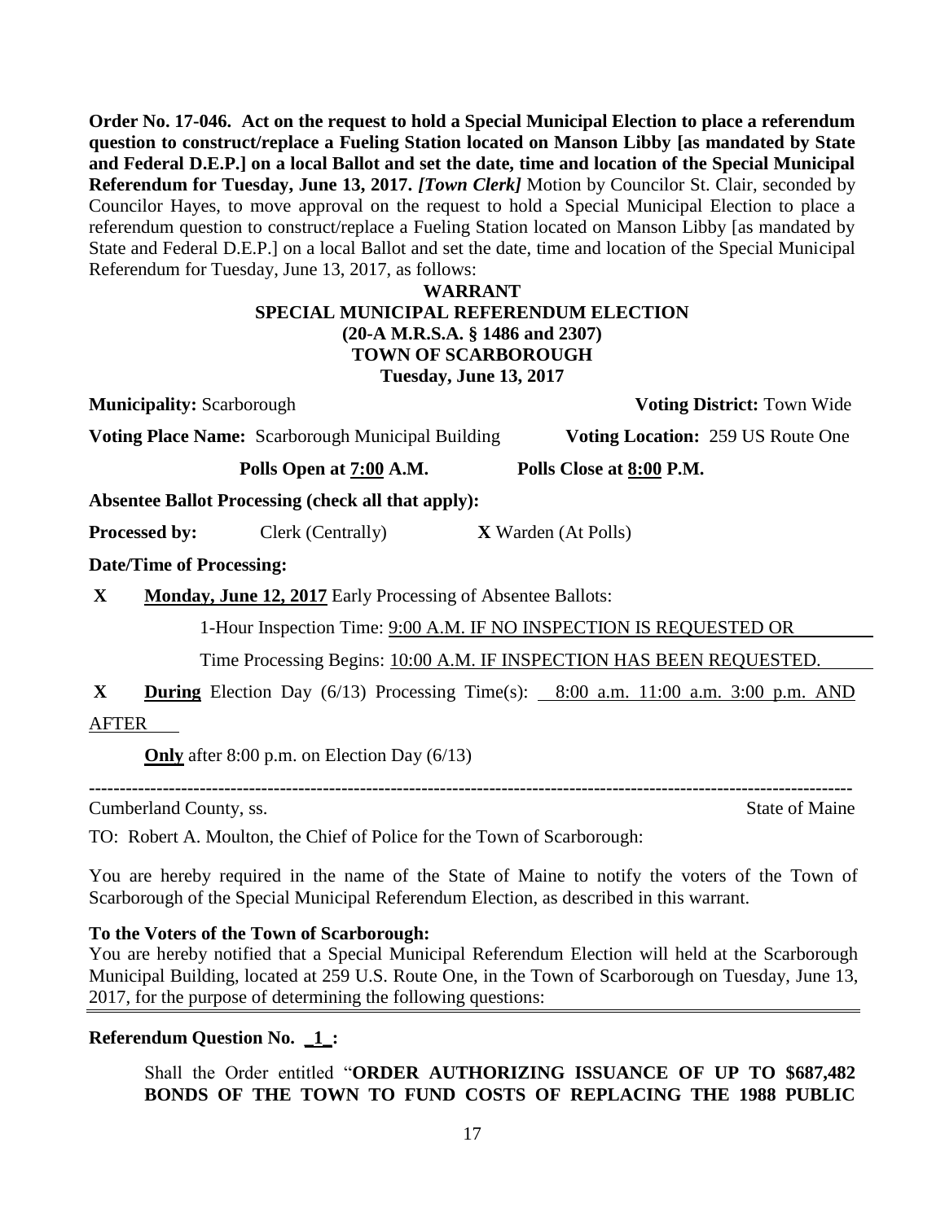**Order No. 17-046. Act on the request to hold a Special Municipal Election to place a referendum question to construct/replace a Fueling Station located on Manson Libby [as mandated by State and Federal D.E.P.] on a local Ballot and set the date, time and location of the Special Municipal Referendum for Tuesday, June 13, 2017. *[Town Clerk]*** Motion by Councilor St. Clair, seconded by Councilor Hayes, to move approval on the request to hold a Special Municipal Election to place a referendum question to construct/replace a Fueling Station located on Manson Libby [as mandated by State and Federal D.E.P.] on a local Ballot and set the date, time and location of the Special Municipal Referendum for Tuesday, June 13, 2017, as follows:

**WARRANT**
**SPECIAL MUNICIPAL REFERENDUM ELECTION**
**(20-A M.R.S.A. § 1486 and 2307)**
**TOWN OF SCARBOROUGH**
**Tuesday, June 13, 2017**

**Municipality:** Scarborough **Voting District:** Town Wide

**Voting Place Name:** Scarborough Municipal Building **Voting Location:** 259 US Route One

**Polls Open at <u>7:00</u> A.M.** **Polls Close at <u>8:00</u> P.M.**

**Absentee Ballot Processing (check all that apply):**

**Processed by:** Clerk (Centrally) **X** Warden (At Polls)

**Date/Time of Processing:**

**X** **<u>Monday, June 12, 2017</u>** Early Processing of Absentee Ballots:

1-Hour Inspection Time: <u>9:00 A.M. IF NO INSPECTION IS REQUESTED OR</u>

Time Processing Begins: <u>10:00 A.M. IF INSPECTION HAS BEEN REQUESTED.</u>

**X** **<u>During</u>** Election Day (6/13) Processing Time(s): <u>8:00 a.m. 11:00 a.m. 3:00 p.m. AND AFTER</u>

**<u>Only</u>** after 8:00 p.m. on Election Day (6/13)

---

Cumberland County, ss. State of Maine

TO: Robert A. Moulton, the Chief of Police for the Town of Scarborough:

You are hereby required in the name of the State of Maine to notify the voters of the Town of Scarborough of the Special Municipal Referendum Election, as described in this warrant.

**To the Voters of the Town of Scarborough:**
You are hereby notified that a Special Municipal Referendum Election will held at the Scarborough Municipal Building, located at 259 U.S. Route One, in the Town of Scarborough on Tuesday, June 13, 2017, for the purpose of determining the following questions:

**Referendum Question No. _1_:**

Shall the Order entitled "**ORDER AUTHORIZING ISSUANCE OF UP TO $687,482 BONDS OF THE TOWN TO FUND COSTS OF REPLACING THE 1988 PUBLIC**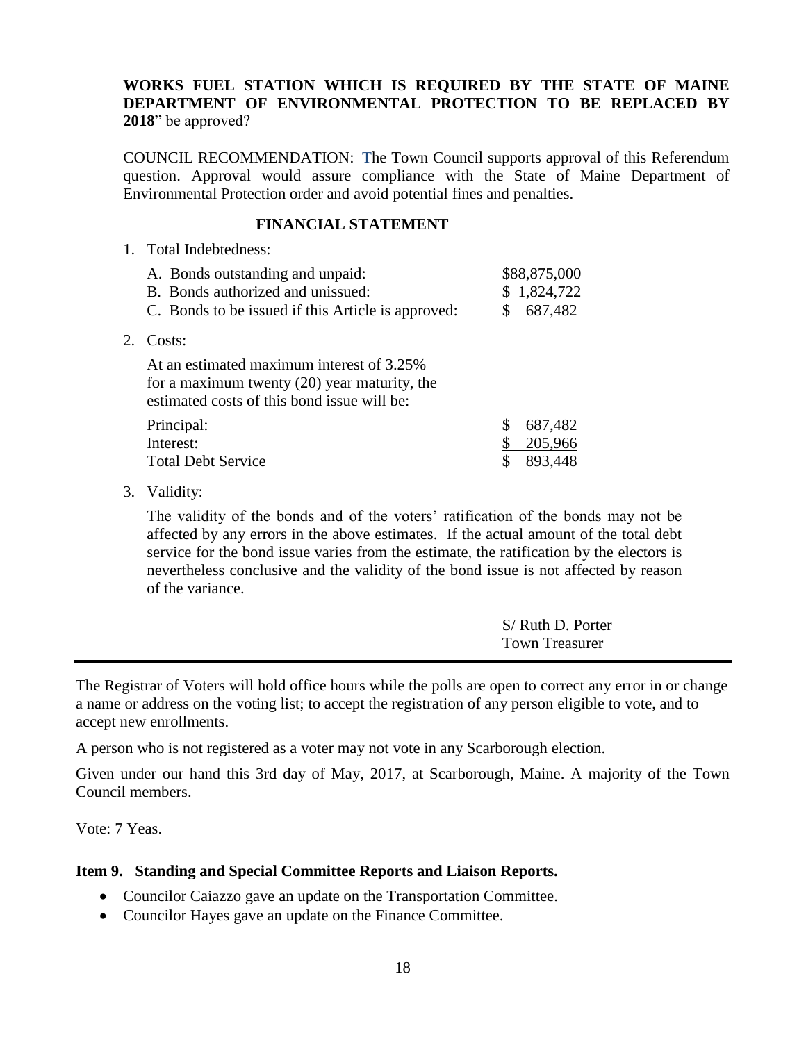**WORKS FUEL STATION WHICH IS REQUIRED BY THE STATE OF MAINE DEPARTMENT OF ENVIRONMENTAL PROTECTION TO BE REPLACED BY 2018**" be approved?

COUNCIL RECOMMENDATION: The Town Council supports approval of this Referendum question. Approval would assure compliance with the State of Maine Department of Environmental Protection order and avoid potential fines and penalties.

**FINANCIAL STATEMENT**

1. Total Indebtedness:

| | |
|---|---|
| A. Bonds outstanding and unpaid: | $88,875,000 |
| B. Bonds authorized and unissued: | $ 1,824,722 |
| C. Bonds to be issued if this Article is approved: | $ 687,482 |

2. Costs:

   At an estimated maximum interest of 3.25% for a maximum twenty (20) year maturity, the estimated costs of this bond issue will be:

| | |
|---|---|
| Principal: | $ 687,482 |
| Interest: | $ 205,966 |
| Total Debt Service | $ 893,448 |

3. Validity:

   The validity of the bonds and of the voters' ratification of the bonds may not be affected by any errors in the above estimates. If the actual amount of the total debt service for the bond issue varies from the estimate, the ratification by the electors is nevertheless conclusive and the validity of the bond issue is not affected by reason of the variance.

S/ Ruth D. Porter
Town Treasurer

---

The Registrar of Voters will hold office hours while the polls are open to correct any error in or change a name or address on the voting list; to accept the registration of any person eligible to vote, and to accept new enrollments.

A person who is not registered as a voter may not vote in any Scarborough election.

Given under our hand this 3rd day of May, 2017, at Scarborough, Maine. A majority of the Town Council members.

Vote: 7 Yeas.

**Item 9. Standing and Special Committee Reports and Liaison Reports.**

- Councilor Caiazzo gave an update on the Transportation Committee.
- Councilor Hayes gave an update on the Finance Committee.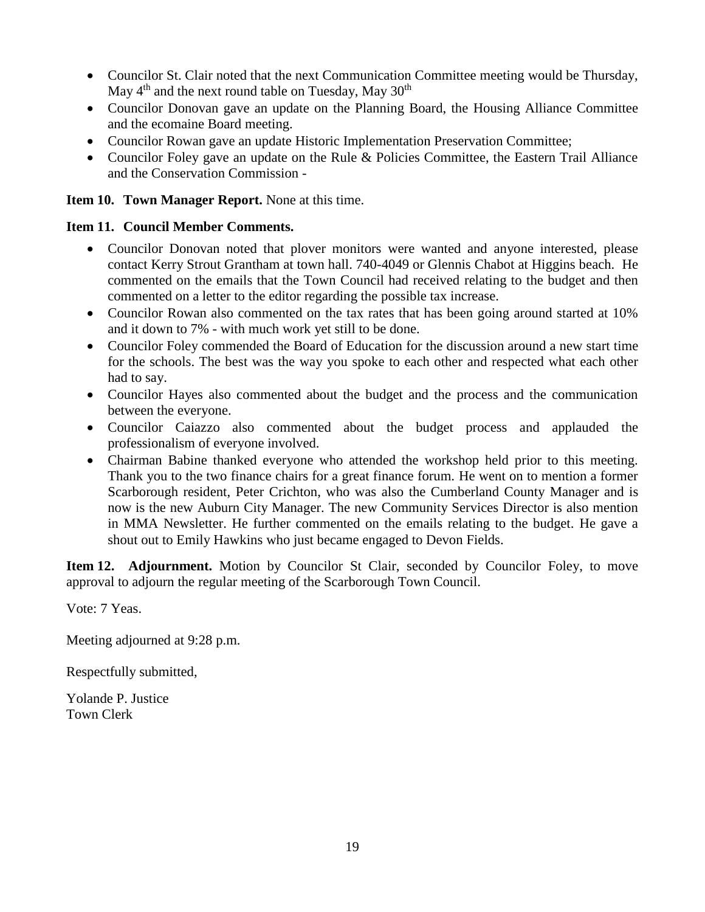- Councilor St. Clair noted that the next Communication Committee meeting would be Thursday, May 4th and the next round table on Tuesday, May 30th
- Councilor Donovan gave an update on the Planning Board, the Housing Alliance Committee and the ecomaine Board meeting.
- Councilor Rowan gave an update Historic Implementation Preservation Committee;
- Councilor Foley gave an update on the Rule & Policies Committee, the Eastern Trail Alliance and the Conservation Commission -

**Item 10. Town Manager Report.** None at this time.

**Item 11. Council Member Comments.**

- Councilor Donovan noted that plover monitors were wanted and anyone interested, please contact Kerry Strout Grantham at town hall. 740-4049 or Glennis Chabot at Higgins beach. He commented on the emails that the Town Council had received relating to the budget and then commented on a letter to the editor regarding the possible tax increase.
- Councilor Rowan also commented on the tax rates that has been going around started at 10% and it down to 7% - with much work yet still to be done.
- Councilor Foley commended the Board of Education for the discussion around a new start time for the schools. The best was the way you spoke to each other and respected what each other had to say.
- Councilor Hayes also commented about the budget and the process and the communication between the everyone.
- Councilor Caiazzo also commented about the budget process and applauded the professionalism of everyone involved.
- Chairman Babine thanked everyone who attended the workshop held prior to this meeting. Thank you to the two finance chairs for a great finance forum. He went on to mention a former Scarborough resident, Peter Crichton, who was also the Cumberland County Manager and is now is the new Auburn City Manager. The new Community Services Director is also mention in MMA Newsletter. He further commented on the emails relating to the budget. He gave a shout out to Emily Hawkins who just became engaged to Devon Fields.

**Item 12. Adjournment.** Motion by Councilor St Clair, seconded by Councilor Foley, to move approval to adjourn the regular meeting of the Scarborough Town Council.

Vote: 7 Yeas.

Meeting adjourned at 9:28 p.m.

Respectfully submitted,

Yolande P. Justice
Town Clerk